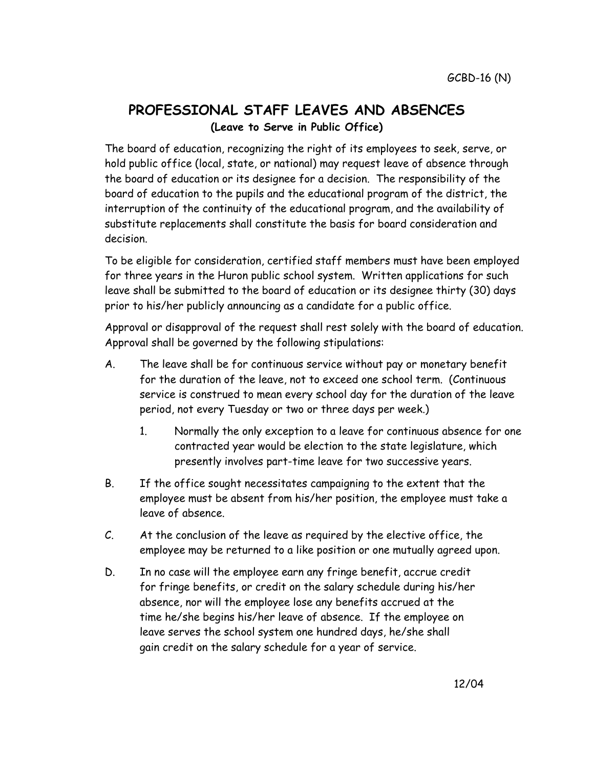GCBD-16 (N)

# PROFESSIONAL STAFF LEAVES AND ABSENCES

**(Leave to Serve in Public Office)**

The board of education, recognizing the right of its employees to seek, serve, or hold public office (local, state, or national) may request leave of absence through the board of education or its designee for a decision. The responsibility of the board of education to the pupils and the educational program of the district, the interruption of the continuity of the educational program, and the availability of substitute replacements shall constitute the basis for board consideration and decision.

To be eligible for consideration, certified staff members must have been employed for three years in the Huron public school system. Written applications for such leave shall be submitted to the board of education or its designee thirty (30) days prior to his/her publicly announcing as a candidate for a public office.

Approval or disapproval of the request shall rest solely with the board of education. Approval shall be governed by the following stipulations:

A. The leave shall be for continuous service without pay or monetary benefit for the duration of the leave, not to exceed one school term. (Continuous service is construed to mean every school day for the duration of the leave period, not every Tuesday or two or three days per week.)

   1. Normally the only exception to a leave for continuous absence for one contracted year would be election to the state legislature, which presently involves part-time leave for two successive years.

B. If the office sought necessitates campaigning to the extent that the employee must be absent from his/her position, the employee must take a leave of absence.

C. At the conclusion of the leave as required by the elective office, the employee may be returned to a like position or one mutually agreed upon.

D. In no case will the employee earn any fringe benefit, accrue credit for fringe benefits, or credit on the salary schedule during his/her absence, nor will the employee lose any benefits accrued at the time he/she begins his/her leave of absence. If the employee on leave serves the school system one hundred days, he/she shall gain credit on the salary schedule for a year of service.

12/04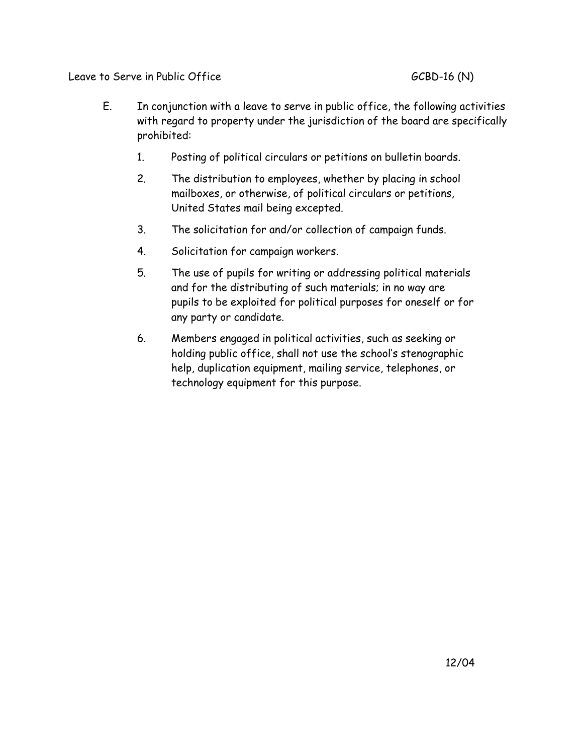E. In conjunction with a leave to serve in public office, the following activities with regard to property under the jurisdiction of the board are specifically prohibited:

1. Posting of political circulars or petitions on bulletin boards.
2. The distribution to employees, whether by placing in school mailboxes, or otherwise, of political circulars or petitions, United States mail being excepted.
3. The solicitation for and/or collection of campaign funds.
4. Solicitation for campaign workers.
5. The use of pupils for writing or addressing political materials and for the distributing of such materials; in no way are pupils to be exploited for political purposes for oneself or for any party or candidate.
6. Members engaged in political activities, such as seeking or holding public office, shall not use the school's stenographic help, duplication equipment, mailing service, telephones, or technology equipment for this purpose.

12/04